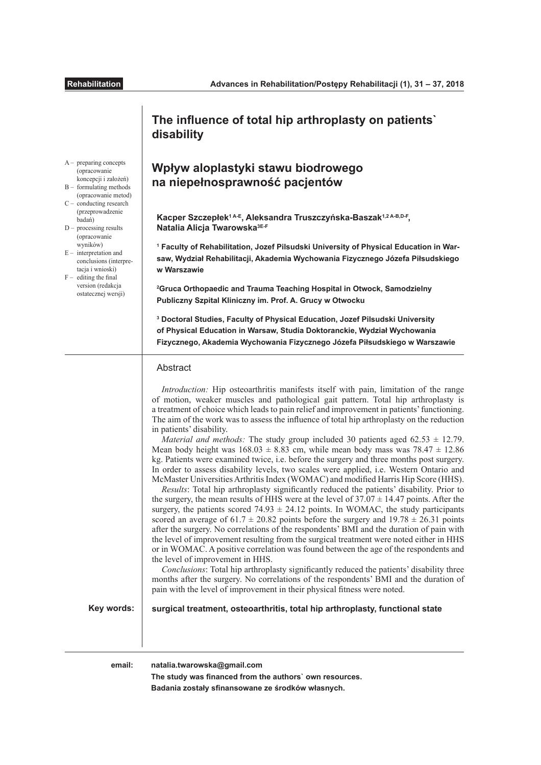Rehabilitation

# The influence of total hip arthroplasty on patients` disability

# Wpływ aloplastyki stawu biodrowego na niepełnosprawność pacjentów

A – preparing concepts (opracowanie koncepcji i założeń)
B – formulating methods (opracowanie metod)
C – conducting research (przeprowadzenie badań)
D – processing results (opracowanie wyników)
E – interpretation and conclusions (interpretacja i wnioski)
F – editing the final version (redakcja ostatecznej wersji)

**Kacper Szczepłek[1 A-E], Aleksandra Truszczyńska-Baszak[1,2 A-B,D-F], Natalia Alicja Twarowska[3E-F]**

**[1] Faculty of Rehabilitation, Jozef Pilsudski University of Physical Education in Warsaw, Wydział Rehabilitacji, Akademia Wychowania Fizycznego Józefa Piłsudskiego w Warszawie**

**[2] Gruca Orthopaedic and Trauma Teaching Hospital in Otwock, Samodzielny Publiczny Szpital Kliniczny im. Prof. A. Grucy w Otwocku**

**[3] Doctoral Studies, Faculty of Physical Education, Jozef Pilsudski University of Physical Education in Warsaw, Studia Doktoranckie, Wydział Wychowania Fizycznego, Akademia Wychowania Fizycznego Józefa Piłsudskiego w Warszawie**

## Abstract

*Introduction:* Hip osteoarthritis manifests itself with pain, limitation of the range of motion, weaker muscles and pathological gait pattern. Total hip arthroplasty is a treatment of choice which leads to pain relief and improvement in patients' functioning. The aim of the work was to assess the influence of total hip arthroplasty on the reduction in patients' disability.

*Material and methods:* The study group included 30 patients aged $62.53 \pm 12.79$. Mean body height was $168.03 \pm 8.83$ cm, while mean body mass was $78.47 \pm 12.86$ kg. Patients were examined twice, i.e. before the surgery and three months post surgery. In order to assess disability levels, two scales were applied, i.e. Western Ontario and McMaster Universities Arthritis Index (WOMAC) and modified Harris Hip Score (HHS).

*Results*: Total hip arthroplasty significantly reduced the patients' disability. Prior to the surgery, the mean results of HHS were at the level of $37.07 \pm 14.47$ points. After the surgery, the patients scored $74.93 \pm 24.12$ points. In WOMAC, the study participants scored an average of $61.7 \pm 20.82$ points before the surgery and $19.78 \pm 26.31$ points after the surgery. No correlations of the respondents' BMI and the duration of pain with the level of improvement resulting from the surgical treatment were noted either in HHS or in WOMAC. A positive correlation was found between the age of the respondents and the level of improvement in HHS.

*Conclusions*: Total hip arthroplasty significantly reduced the patients' disability three months after the surgery. No correlations of the respondents' BMI and the duration of pain with the level of improvement in their physical fitness were noted.

**Key words:** **surgical treatment, osteoarthritis, total hip arthroplasty, functional state**

**email:** **natalia.twarowska@gmail.com**

**The study was financed from the authors` own resources.**

**Badania zostały sfinansowane ze środków własnych.**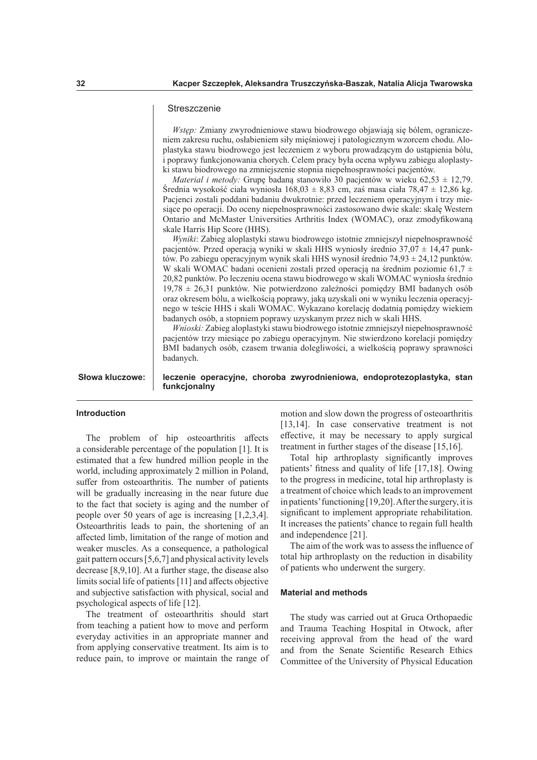## Streszczenie

*Wstęp:* Zmiany zwyrodnieniowe stawu biodrowego objawiają się bólem, ograniczeniem zakresu ruchu, osłabieniem siły mięśniowej i patologicznym wzorcem chodu. Aloplastyka stawu biodrowego jest leczeniem z wyboru prowadzącym do ustąpienia bólu, i poprawy funkcjonowania chorych. Celem pracy była ocena wpływu zabiegu aloplastyki stawu biodrowego na zmniejszenie stopnia niepełnosprawności pacjentów.

*Material i metody:* Grupę badaną stanowiło 30 pacjentów w wieku 62,53 ± 12,79. Średnia wysokość ciała wyniosła 168,03 ± 8,83 cm, zaś masa ciała 78,47 ± 12,86 kg. Pacjenci zostali poddani badaniu dwukrotnie: przed leczeniem operacyjnym i trzy miesiące po operacji. Do oceny niepełnosprawności zastosowano dwie skale: skalę Western Ontario and McMaster Universities Arthritis Index (WOMAC), oraz zmodyfikowaną skale Harris Hip Score (HHS).

*Wyniki*: Zabieg aloplastyki stawu biodrowego istotnie zmniejszył niepełnosprawność pacjentów. Przed operacją wyniki w skali HHS wyniosły średnio 37,07 ± 14,47 punktów. Po zabiegu operacyjnym wynik skali HHS wynosił średnio 74,93 ± 24,12 punktów. W skali WOMAC badani ocenieni zostali przed operacją na średnim poziomie 61,7 ± 20,82 punktów. Po leczeniu ocena stawu biodrowego w skali WOMAC wyniosła średnio 19,78 ± 26,31 punktów. Nie potwierdzono zależności pomiędzy BMI badanych osób oraz okresem bólu, a wielkością poprawy, jaką uzyskali oni w wyniku leczenia operacyjnego w teście HHS i skali WOMAC. Wykazano korelację dodatnią pomiędzy wiekiem badanych osób, a stopniem poprawy uzyskanym przez nich w skali HHS.

*Wnioski:* Zabieg aloplastyki stawu biodrowego istotnie zmniejszył niepełnosprawność pacjentów trzy miesiące po zabiegu operacyjnym. Nie stwierdzono korelacji pomiędzy BMI badanych osób, czasem trwania dolegliwości, a wielkością poprawy sprawności badanych.

**Słowa kluczowe:** **leczenie operacyjne, choroba zwyrodnieniowa, endoprotezoplastyka, stan funkcjonalny**

## Introduction

The problem of hip osteoarthritis affects a considerable percentage of the population [1]. It is estimated that a few hundred million people in the world, including approximately 2 million in Poland, suffer from osteoarthritis. The number of patients will be gradually increasing in the near future due to the fact that society is aging and the number of people over 50 years of age is increasing [1,2,3,4]. Osteoarthritis leads to pain, the shortening of an affected limb, limitation of the range of motion and weaker muscles. As a consequence, a pathological gait pattern occurs [5,6,7] and physical activity levels decrease [8,9,10]. At a further stage, the disease also limits social life of patients [11] and affects objective and subjective satisfaction with physical, social and psychological aspects of life [12].

The treatment of osteoarthritis should start from teaching a patient how to move and perform everyday activities in an appropriate manner and from applying conservative treatment. Its aim is to reduce pain, to improve or maintain the range of motion and slow down the progress of osteoarthritis [13,14]. In case conservative treatment is not effective, it may be necessary to apply surgical treatment in further stages of the disease [15,16].

Total hip arthroplasty significantly improves patients' fitness and quality of life [17,18]. Owing to the progress in medicine, total hip arthroplasty is a treatment of choice which leads to an improvement in patients' functioning [19,20]. After the surgery, it is significant to implement appropriate rehabilitation. It increases the patients' chance to regain full health and independence [21].

The aim of the work was to assess the influence of total hip arthroplasty on the reduction in disability of patients who underwent the surgery.

## Material and methods

The study was carried out at Gruca Orthopaedic and Trauma Teaching Hospital in Otwock, after receiving approval from the head of the ward and from the Senate Scientific Research Ethics Committee of the University of Physical Education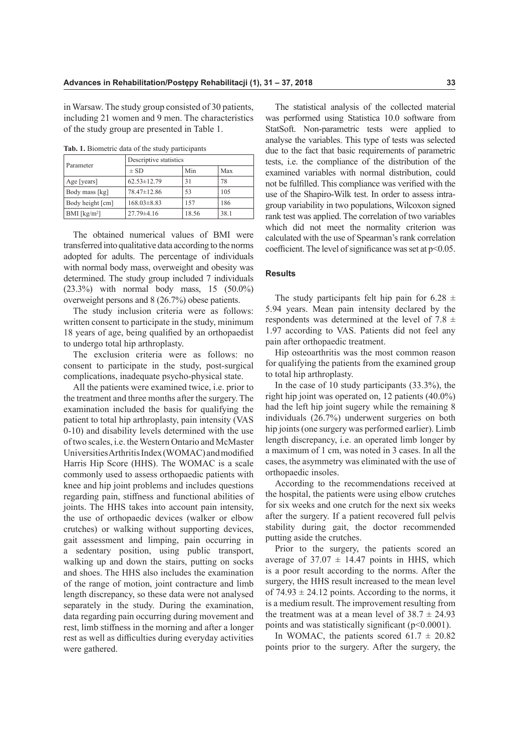in Warsaw. The study group consisted of 30 patients, including 21 women and 9 men. The characteristics of the study group are presented in Table 1.

**Tab. 1.** Biometric data of the study participants

| Parameter | Descriptive statistics | | |
|---|---|---|---|
| | ± SD | Min | Max |
| Age [years] | 62.53±12.79 | 31 | 78 |
| Body mass [kg] | 78.47±12.86 | 53 | 105 |
| Body height [cm] | 168.03±8.83 | 157 | 186 |
| BMI [kg/m$^2$] | 27.79±4.16 | 18.56 | 38.1 |

The obtained numerical values of BMI were transferred into qualitative data according to the norms adopted for adults. The percentage of individuals with normal body mass, overweight and obesity was determined. The study group included 7 individuals (23.3%) with normal body mass, 15 (50.0%) overweight persons and 8 (26.7%) obese patients.

The study inclusion criteria were as follows: written consent to participate in the study, minimum 18 years of age, being qualified by an orthopaedist to undergo total hip arthroplasty.

The exclusion criteria were as follows: no consent to participate in the study, post-surgical complications, inadequate psycho-physical state.

All the patients were examined twice, i.e. prior to the treatment and three months after the surgery. The examination included the basis for qualifying the patient to total hip arthroplasty, pain intensity (VAS 0-10) and disability levels determined with the use of two scales, i.e. the Western Ontario and McMaster Universities Arthritis Index (WOMAC) and modified Harris Hip Score (HHS). The WOMAC is a scale commonly used to assess orthopaedic patients with knee and hip joint problems and includes questions regarding pain, stiffness and functional abilities of joints. The HHS takes into account pain intensity, the use of orthopaedic devices (walker or elbow crutches) or walking without supporting devices, gait assessment and limping, pain occurring in a sedentary position, using public transport, walking up and down the stairs, putting on socks and shoes. The HHS also includes the examination of the range of motion, joint contracture and limb length discrepancy, so these data were not analysed separately in the study. During the examination, data regarding pain occurring during movement and rest, limb stiffness in the morning and after a longer rest as well as difficulties during everyday activities were gathered.

The statistical analysis of the collected material was performed using Statistica 10.0 software from StatSoft. Non-parametric tests were applied to analyse the variables. This type of tests was selected due to the fact that basic requirements of parametric tests, i.e. the compliance of the distribution of the examined variables with normal distribution, could not be fulfilled. This compliance was verified with the use of the Shapiro-Wilk test. In order to assess intra-group variability in two populations, Wilcoxon signed rank test was applied. The correlation of two variables which did not meet the normality criterion was calculated with the use of Spearman's rank correlation coefficient. The level of significance was set at $p<0.05$.

## Results

The study participants felt hip pain for $6.28 \pm 5.94$ years. Mean pain intensity declared by the respondents was determined at the level of $7.8 \pm 1.97$ according to VAS. Patients did not feel any pain after orthopaedic treatment.

Hip osteoarthritis was the most common reason for qualifying the patients from the examined group to total hip arthroplasty.

In the case of 10 study participants (33.3%), the right hip joint was operated on, 12 patients (40.0%) had the left hip joint sugery while the remaining 8 individuals (26.7%) underwent surgeries on both hip joints (one surgery was performed earlier). Limb length discrepancy, i.e. an operated limb longer by a maximum of 1 cm, was noted in 3 cases. In all the cases, the asymmetry was eliminated with the use of orthopaedic insoles.

According to the recommendations received at the hospital, the patients were using elbow crutches for six weeks and one crutch for the next six weeks after the surgery. If a patient recovered full pelvis stability during gait, the doctor recommended putting aside the crutches.

Prior to the surgery, the patients scored an average of $37.07 \pm 14.47$ points in HHS, which is a poor result according to the norms. After the surgery, the HHS result increased to the mean level of $74.93 \pm 24.12$ points. According to the norms, it is a medium result. The improvement resulting from the treatment was at a mean level of $38.7 \pm 24.93$ points and was statistically significant ($p<0.0001$).

In WOMAC, the patients scored $61.7 \pm 20.82$ points prior to the surgery. After the surgery, the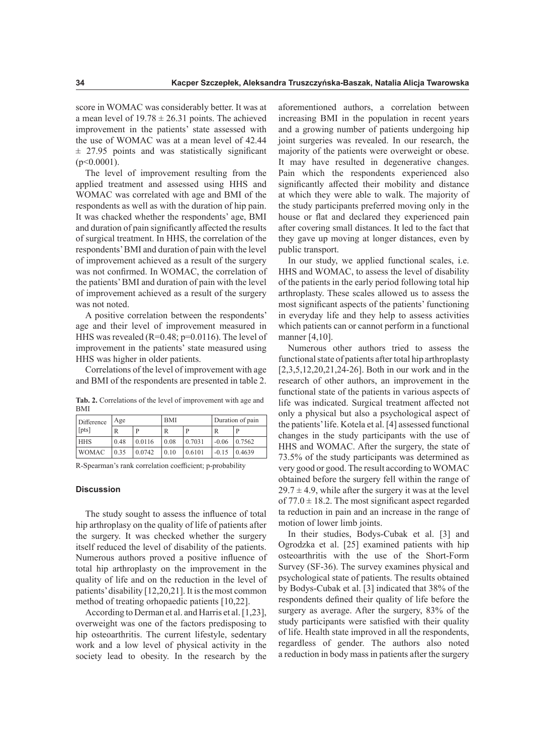score in WOMAC was considerably better. It was at a mean level of $19.78 \pm 26.31$ points. The achieved improvement in the patients' state assessed with the use of WOMAC was at a mean level of 42.44 $\pm$ 27.95 points and was statistically significant ($p<0.0001$).

The level of improvement resulting from the applied treatment and assessed using HHS and WOMAC was correlated with age and BMI of the respondents as well as with the duration of hip pain. It was chacked whether the respondents' age, BMI and duration of pain significantly affected the results of surgical treatment. In HHS, the correlation of the respondents' BMI and duration of pain with the level of improvement achieved as a result of the surgery was not confirmed. In WOMAC, the correlation of the patients' BMI and duration of pain with the level of improvement achieved as a result of the surgery was not noted.

A positive correlation between the respondents' age and their level of improvement measured in HHS was revealed ($R=0.48$; $p=0.0116$). The level of improvement in the patients' state measured using HHS was higher in older patients.

Correlations of the level of improvement with age and BMI of the respondents are presented in table 2.

**Tab. 2.** Correlations of the level of improvement with age and BMI

| Difference [pts] | Age | | BMI | | Duration of pain | |
|---|---|---|---|---|---|---|
| | R | P | R | P | R | P |
| HHS | 0.48 | 0.0116 | 0.08 | 0.7031 | -0.06 | 0.7562 |
| WOMAC | 0.35 | 0.0742 | 0.10 | 0.6101 | -0.15 | 0.4639 |

R-Spearman's rank correlation coefficient; p-probability

### Discussion

The study sought to assess the influence of total hip arthroplasy on the quality of life of patients after the surgery. It was checked whether the surgery itself reduced the level of disability of the patients. Numerous authors proved a positive influence of total hip arthroplasty on the improvement in the quality of life and on the reduction in the level of patients' disability [12,20,21]. It is the most common method of treating orhopaedic patients [10,22].

According to Derman et al. and Harris et al. [1,23], overweight was one of the factors predisposing to hip osteoarthritis. The current lifestyle, sedentary work and a low level of physical activity in the society lead to obesity. In the research by the aforementioned authors, a correlation between increasing BMI in the population in recent years and a growing number of patients undergoing hip joint surgeries was revealed. In our research, the majority of the patients were overweight or obese. It may have resulted in degenerative changes. Pain which the respondents experienced also significantly affected their mobility and distance at which they were able to walk. The majority of the study participants preferred moving only in the house or flat and declared they experienced pain after covering small distances. It led to the fact that they gave up moving at longer distances, even by public transport.

In our study, we applied functional scales, i.e. HHS and WOMAC, to assess the level of disability of the patients in the early period following total hip arthroplasty. These scales allowed us to assess the most significant aspects of the patients' functioning in everyday life and they help to assess activities which patients can or cannot perform in a functional manner [4,10].

Numerous other authors tried to assess the functional state of patients after total hip arthroplasty [2,3,5,12,20,21,24-26]. Both in our work and in the research of other authors, an improvement in the functional state of the patients in various aspects of life was indicated. Surgical treatment affected not only a physical but also a psychological aspect of the patients' life. Kotela et al. [4] assessed functional changes in the study participants with the use of HHS and WOMAC. After the surgery, the state of 73.5% of the study participants was determined as very good or good. The result according to WOMAC obtained before the surgery fell within the range of $29.7 \pm 4.9$, while after the surgery it was at the level of $77.0 \pm 18.2$. The most significant aspect regarded ta reduction in pain and an increase in the range of motion of lower limb joints.

In their studies, Bodys-Cubak et al. [3] and Ogrodzka et al. [25] examined patients with hip osteoarthritis with the use of the Short-Form Survey (SF-36). The survey examines physical and psychological state of patients. The results obtained by Bodys-Cubak et al. [3] indicated that 38% of the respondents defined their quality of life before the surgery as average. After the surgery, 83% of the study participants were satisfied with their quality of life. Health state improved in all the respondents, regardless of gender. The authors also noted a reduction in body mass in patients after the surgery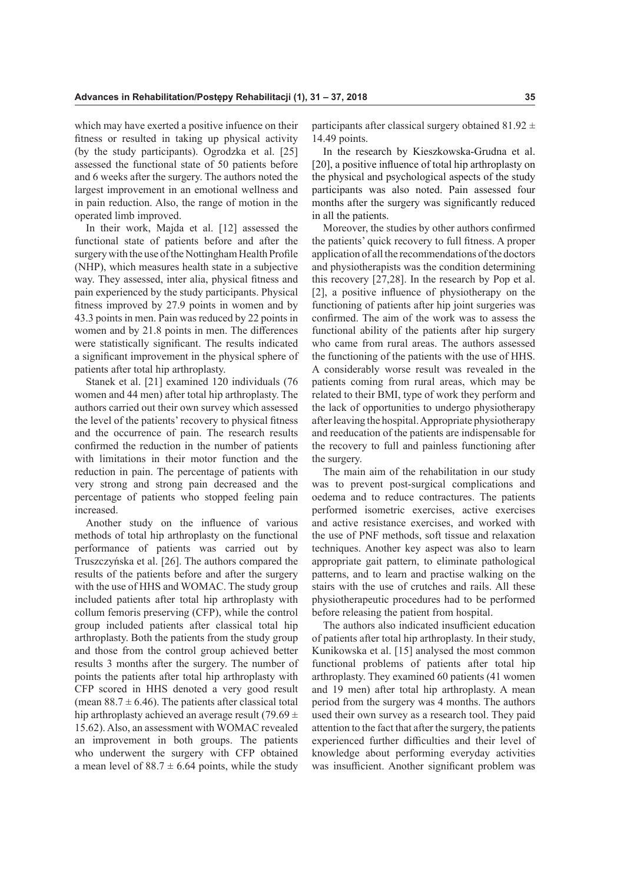which may have exerted a positive infuence on their fitness or resulted in taking up physical activity (by the study participants). Ogrodzka et al. [25] assessed the functional state of 50 patients before and 6 weeks after the surgery. The authors noted the largest improvement in an emotional wellness and in pain reduction. Also, the range of motion in the operated limb improved.

In their work, Majda et al. [12] assessed the functional state of patients before and after the surgery with the use of the Nottingham Health Profile (NHP), which measures health state in a subjective way. They assessed, inter alia, physical fitness and pain experienced by the study participants. Physical fitness improved by 27.9 points in women and by 43.3 points in men. Pain was reduced by 22 points in women and by 21.8 points in men. The differences were statistically significant. The results indicated a significant improvement in the physical sphere of patients after total hip arthroplasty.

Stanek et al. [21] examined 120 individuals (76 women and 44 men) after total hip arthroplasty. The authors carried out their own survey which assessed the level of the patients' recovery to physical fitness and the occurrence of pain. The research results confirmed the reduction in the number of patients with limitations in their motor function and the reduction in pain. The percentage of patients with very strong and strong pain decreased and the percentage of patients who stopped feeling pain increased.

Another study on the influence of various methods of total hip arthroplasty on the functional performance of patients was carried out by Truszczyńska et al. [26]. The authors compared the results of the patients before and after the surgery with the use of HHS and WOMAC. The study group included patients after total hip arthroplasty with collum femoris preserving (CFP), while the control group included patients after classical total hip arthroplasty. Both the patients from the study group and those from the control group achieved better results 3 months after the surgery. The number of points the patients after total hip arthroplasty with CFP scored in HHS denoted a very good result (mean $88.7 \pm 6.46$). The patients after classical total hip arthroplasty achieved an average result ($79.69 \pm 15.62$). Also, an assessment with WOMAC revealed an improvement in both groups. The patients who underwent the surgery with CFP obtained a mean level of $88.7 \pm 6.64$ points, while the study participants after classical surgery obtained $81.92 \pm 14.49$ points.

In the research by Kieszkowska-Grudna et al. [20], a positive influence of total hip arthroplasty on the physical and psychological aspects of the study participants was also noted. Pain assessed four months after the surgery was significantly reduced in all the patients.

Moreover, the studies by other authors confirmed the patients' quick recovery to full fitness. A proper application of all the recommendations of the doctors and physiotherapists was the condition determining this recovery [27,28]. In the research by Pop et al. [2], a positive influence of physiotherapy on the functioning of patients after hip joint surgeries was confirmed. The aim of the work was to assess the functional ability of the patients after hip surgery who came from rural areas. The authors assessed the functioning of the patients with the use of HHS. A considerably worse result was revealed in the patients coming from rural areas, which may be related to their BMI, type of work they perform and the lack of opportunities to undergo physiotherapy after leaving the hospital. Appropriate physiotherapy and reeducation of the patients are indispensable for the recovery to full and painless functioning after the surgery.

The main aim of the rehabilitation in our study was to prevent post-surgical complications and oedema and to reduce contractures. The patients performed isometric exercises, active exercises and active resistance exercises, and worked with the use of PNF methods, soft tissue and relaxation techniques. Another key aspect was also to learn appropriate gait pattern, to eliminate pathological patterns, and to learn and practise walking on the stairs with the use of crutches and rails. All these physiotherapeutic procedures had to be performed before releasing the patient from hospital.

The authors also indicated insufficient education of patients after total hip arthroplasty. In their study, Kunikowska et al. [15] analysed the most common functional problems of patients after total hip arthroplasty. They examined 60 patients (41 women and 19 men) after total hip arthroplasty. A mean period from the surgery was 4 months. The authors used their own survey as a research tool. They paid attention to the fact that after the surgery, the patients experienced further difficulties and their level of knowledge about performing everyday activities was insufficient. Another significant problem was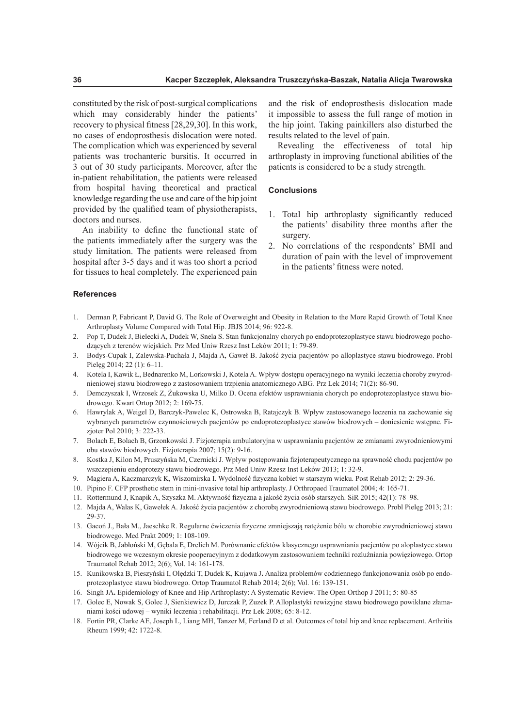constituted by the risk of post-surgical complications which may considerably hinder the patients' recovery to physical fitness [28,29,30]. In this work, no cases of endoprosthesis dislocation were noted. The complication which was experienced by several patients was trochanteric bursitis. It occurred in 3 out of 30 study participants. Moreover, after the in-patient rehabilitation, the patients were released from hospital having theoretical and practical knowledge regarding the use and care of the hip joint provided by the qualified team of physiotherapists, doctors and nurses.

An inability to define the functional state of the patients immediately after the surgery was the study limitation. The patients were released from hospital after 3-5 days and it was too short a period for tissues to heal completely. The experienced pain and the risk of endoprosthesis dislocation made it impossible to assess the full range of motion in the hip joint. Taking painkillers also disturbed the results related to the level of pain.

Revealing the effectiveness of total hip arthroplasty in improving functional abilities of the patients is considered to be a study strength.

## Conclusions

1. Total hip arthroplasty significantly reduced the patients' disability three months after the surgery.
2. No correlations of the respondents' BMI and duration of pain with the level of improvement in the patients' fitness were noted.

## References

1. Derman P, Fabricant P, David G. The Role of Overweight and Obesity in Relation to the More Rapid Growth of Total Knee Arthroplasty Volume Compared with Total Hip. JBJS 2014; 96: 922-8.
2. Pop T, Dudek J, Bielecki A, Dudek W, Snela S. Stan funkcjonalny chorych po endoprotezoplastyce stawu biodrowego pochodzących z terenów wiejskich. Prz Med Uniw Rzesz Inst Leków 2011; 1: 79-89.
3. Bodys-Cupak I, Zalewska-Puchała J, Majda A, Gaweł B. Jakość życia pacjentów po alloplastyce stawu biodrowego. Probl Pielęg 2014; 22 (1): 6–11.
4. Kotela I, Kawik Ł, Bednarenko M, Lorkowski J, Kotela A. Wpływ dostępu operacyjnego na wyniki leczenia choroby zwyrodnieniowej stawu biodrowego z zastosowaniem trzpienia anatomicznego ABG. Prz Lek 2014; 71(2): 86-90.
5. Demczyszak I, Wrzosek Z, Żukowska U, Milko D. Ocena efektów usprawniania chorych po endoprotezoplastyce stawu biodrowego. Kwart Ortop 2012; 2: 169-75.
6. Hawrylak A, Weigel D, Barczyk-Pawelec K, Ostrowska B, Ratajczyk B. Wpływ zastosowanego leczenia na zachowanie się wybranych parametrów czynnościowych pacjentów po endoprotezoplastyce stawów biodrowych – doniesienie wstępne. Fizjoter Pol 2010; 3: 222-33.
7. Bolach E, Bolach B, Grzonkowski J. Fizjoterapia ambulatoryjna w usprawnianiu pacjentów ze zmianami zwyrodnieniowymi obu stawów biodrowych. Fizjoterapia 2007; 15(2): 9-16.
8. Kostka J, Kilon M, Pruszyńska M, Czernicki J. Wpływ postępowania fizjoterapeutycznego na sprawność chodu pacjentów po wszczepieniu endoprotezy stawu biodrowego. Prz Med Uniw Rzesz Inst Leków 2013; 1: 32-9.
9. Magiera A, Kaczmarczyk K, Wiszomirska I. Wydolność fizyczna kobiet w starszym wieku. Post Rehab 2012; 2: 29-36.
10. Pipino F. CFP prosthetic stem in mini-invasive total hip arthroplasty. J Orthropaed Traumatol 2004; 4: 165-71.
11. Rottermund J, Knapik A, Szyszka M. Aktywność fizyczna a jakość życia osób starszych. SiR 2015; 42(1): 78–98.
12. Majda A, Walas K, Gawełek A. Jakość życia pacjentów z chorobą zwyrodnieniową stawu biodrowego. Probl Pielęg 2013; 21: 29-37.
13. Gacoń J., Bała M., Jaeschke R. Regularne ćwiczenia fizyczne zmniejszają natężenie bólu w chorobie zwyrodnieniowej stawu biodrowego. Med Prakt 2009; 1: 108-109.
14. Wójcik B, Jabłoński M, Gębala E, Drelich M. Porównanie efektów klasycznego usprawniania pacjentów po aloplastyce stawu biodrowego we wczesnym okresie pooperacyjnym z dodatkowym zastosowaniem techniki rozluźniania powięziowego. Ortop Traumatol Rehab 2012; 2(6); Vol. 14: 161-178.
15. Kunikowska B, Pieszyński I, Olędzki T, Dudek K, Kujawa J. Analiza problemów codziennego funkcjonowania osób po endoprotezoplastyce stawu biodrowego. Ortop Traumatol Rehab 2014; 2(6); Vol. 16: 139-151.
16. Singh JA. Epidemiology of Knee and Hip Arthroplasty: A Systematic Review. The Open Orthop J 2011; 5: 80-85
17. Golec E, Nowak S, Golec J, Sienkiewicz D, Jurczak P, Zuzek P. Alloplastyki rewizyjne stawu biodrowego powikłane złamaniami kości udowej – wyniki leczenia i rehabilitacji. Prz Lek 2008; 65: 8-12.
18. Fortin PR, Clarke AE, Joseph L, Liang MH, Tanzer M, Ferland D et al. Outcomes of total hip and knee replacement. Arthritis Rheum 1999; 42: 1722-8.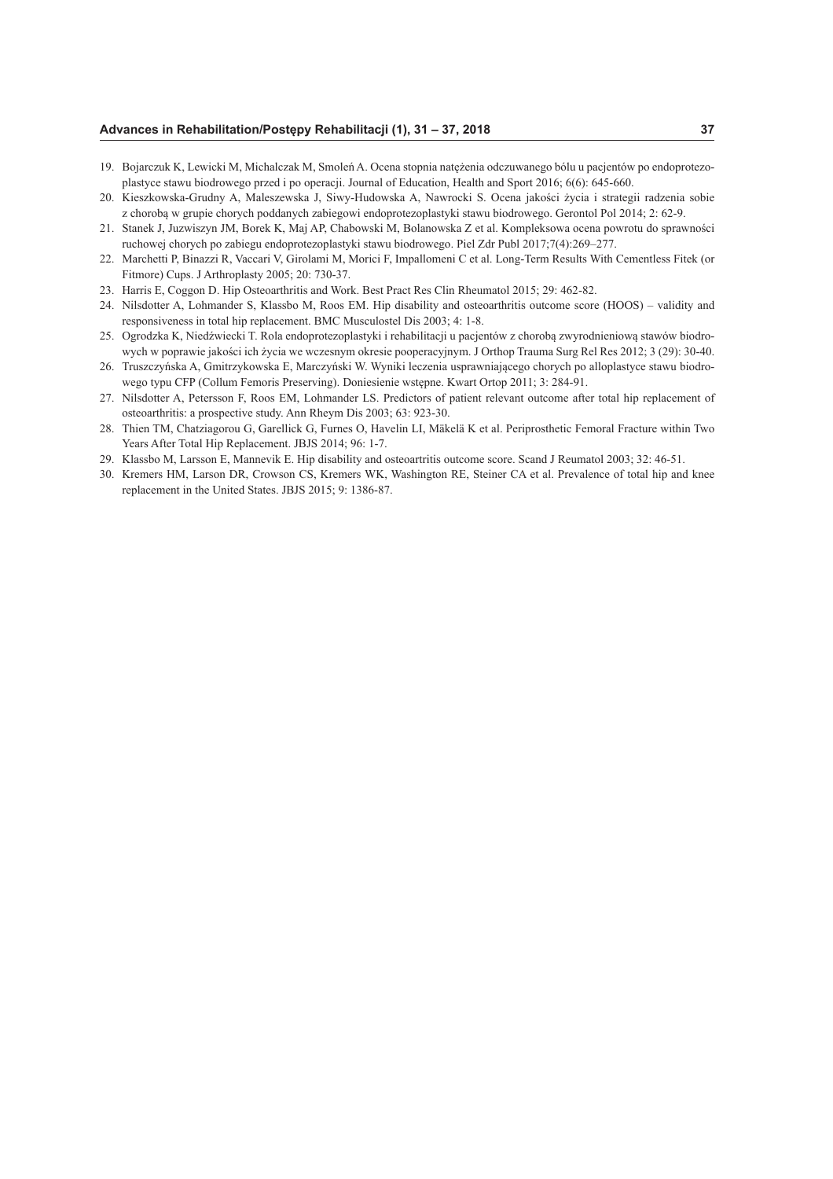19. Bojarczuk K, Lewicki M, Michalczak M, Smoleń A. Ocena stopnia natężenia odczuwanego bólu u pacjentów po endoprotezoplastyce stawu biodrowego przed i po operacji. Journal of Education, Health and Sport 2016; 6(6): 645-660.
20. Kieszkowska-Grudny A, Maleszewska J, Siwy-Hudowska A, Nawrocki S. Ocena jakości życia i strategii radzenia sobie z chorobą w grupie chorych poddanych zabiegowi endoprotezoplastyki stawu biodrowego. Gerontol Pol 2014; 2: 62-9.
21. Stanek J, Juzwiszyn JM, Borek K, Maj AP, Chabowski M, Bolanowska Z et al. Kompleksowa ocena powrotu do sprawności ruchowej chorych po zabiegu endoprotezoplastyki stawu biodrowego. Piel Zdr Publ 2017;7(4):269–277.
22. Marchetti P, Binazzi R, Vaccari V, Girolami M, Morici F, Impallomeni C et al. Long-Term Results With Cementless Fitek (or Fitmore) Cups. J Arthroplasty 2005; 20: 730-37.
23. Harris E, Coggon D. Hip Osteoarthritis and Work. Best Pract Res Clin Rheumatol 2015; 29: 462-82.
24. Nilsdotter A, Lohmander S, Klassbo M, Roos EM. Hip disability and osteoarthritis outcome score (HOOS) – validity and responsiveness in total hip replacement. BMC Musculostel Dis 2003; 4: 1-8.
25. Ogrodzka K, Niedźwiecki T. Rola endoprotezoplastyki i rehabilitacji u pacjentów z chorobą zwyrodnieniową stawów biodrowych w poprawie jakości ich życia we wczesnym okresie pooperacyjnym. J Orthop Trauma Surg Rel Res 2012; 3 (29): 30-40.
26. Truszczyńska A, Gmitrzykowska E, Marczyński W. Wyniki leczenia usprawniającego chorych po alloplastyce stawu biodrowego typu CFP (Collum Femoris Preserving). Doniesienie wstępne. Kwart Ortop 2011; 3: 284-91.
27. Nilsdotter A, Petersson F, Roos EM, Lohmander LS. Predictors of patient relevant outcome after total hip replacement of osteoarthritis: a prospective study. Ann Rheym Dis 2003; 63: 923-30.
28. Thien TM, Chatziagorou G, Garellick G, Furnes O, Havelin LI, Mäkelä K et al. Periprosthetic Femoral Fracture within Two Years After Total Hip Replacement. JBJS 2014; 96: 1-7.
29. Klassbo M, Larsson E, Mannevik E. Hip disability and osteoartritis outcome score. Scand J Reumatol 2003; 32: 46-51.
30. Kremers HM, Larson DR, Crowson CS, Kremers WK, Washington RE, Steiner CA et al. Prevalence of total hip and knee replacement in the United States. JBJS 2015; 9: 1386-87.